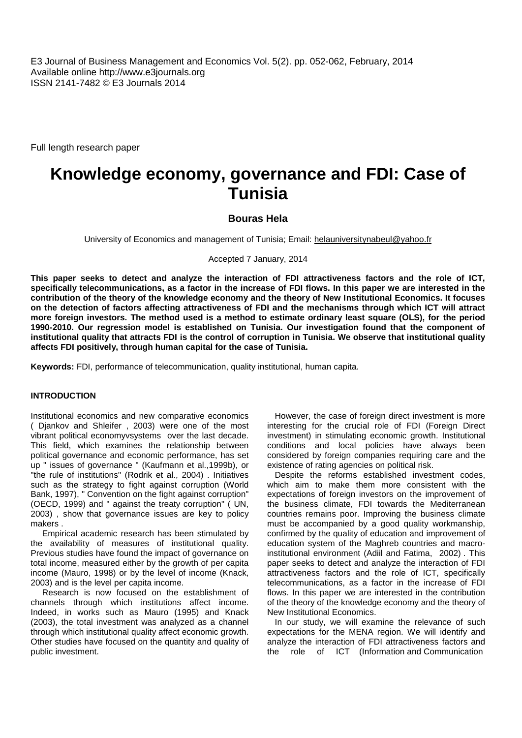E3 Journal of Business Management and Economics Vol. 5(2). pp. 052-062, February, 2014
Available online http://www.e3journals.org
ISSN 2141-7482 © E3 Journals 2014

Full length research paper

# Knowledge economy, governance and FDI: Case of Tunisia

**Bouras Hela**

University of Economics and management of Tunisia; Email: helauniversitynabeul@yahoo.fr

Accepted 7 January, 2014

**This paper seeks to detect and analyze the interaction of FDI attractiveness factors and the role of ICT, specifically telecommunications, as a factor in the increase of FDI flows. In this paper we are interested in the contribution of the theory of the knowledge economy and the theory of New Institutional Economics. It focuses on the detection of factors affecting attractiveness of FDI and the mechanisms through which ICT will attract more foreign investors. The method used is a method to estimate ordinary least square (OLS), for the period 1990-2010. Our regression model is established on Tunisia. Our investigation found that the component of institutional quality that attracts FDI is the control of corruption in Tunisia. We observe that institutional quality affects FDI positively, through human capital for the case of Tunisia.**

**Keywords:** FDI, performance of telecommunication, quality institutional, human capita.

## INTRODUCTION

Institutional economics and new comparative economics ( Djankov and Shleifer , 2003) were one of the most vibrant political economyvsystems over the last decade. This field, which examines the relationship between political governance and economic performance, has set up " issues of governance " (Kaufmann et al.,1999b), or "the rule of institutions" (Rodrik et al., 2004) . Initiatives such as the strategy to fight against corruption (World Bank, 1997), " Convention on the fight against corruption" (OECD, 1999) and " against the treaty corruption" ( UN, 2003) , show that governance issues are key to policy makers .

Empirical academic research has been stimulated by the availability of measures of institutional quality. Previous studies have found the impact of governance on total income, measured either by the growth of per capita income (Mauro, 1998) or by the level of income (Knack, 2003) and is the level per capita income.

Research is now focused on the establishment of channels through which institutions affect income. Indeed, in works such as Mauro (1995) and Knack (2003), the total investment was analyzed as a channel through which institutional quality affect economic growth. Other studies have focused on the quantity and quality of public investment.

However, the case of foreign direct investment is more interesting for the crucial role of FDI (Foreign Direct investment) in stimulating economic growth. Institutional conditions and local policies have always been considered by foreign companies requiring care and the existence of rating agencies on political risk.

Despite the reforms established investment codes, which aim to make them more consistent with the expectations of foreign investors on the improvement of the business climate, FDI towards the Mediterranean countries remains poor. Improving the business climate must be accompanied by a good quality workmanship, confirmed by the quality of education and improvement of education system of the Maghreb countries and macro-institutional environment (Adiil and Fatima, 2002) . This paper seeks to detect and analyze the interaction of FDI attractiveness factors and the role of ICT, specifically telecommunications, as a factor in the increase of FDI flows. In this paper we are interested in the contribution of the theory of the knowledge economy and the theory of New Institutional Economics.

In our study, we will examine the relevance of such expectations for the MENA region. We will identify and analyze the interaction of FDI attractiveness factors and the role of ICT (Information and Communication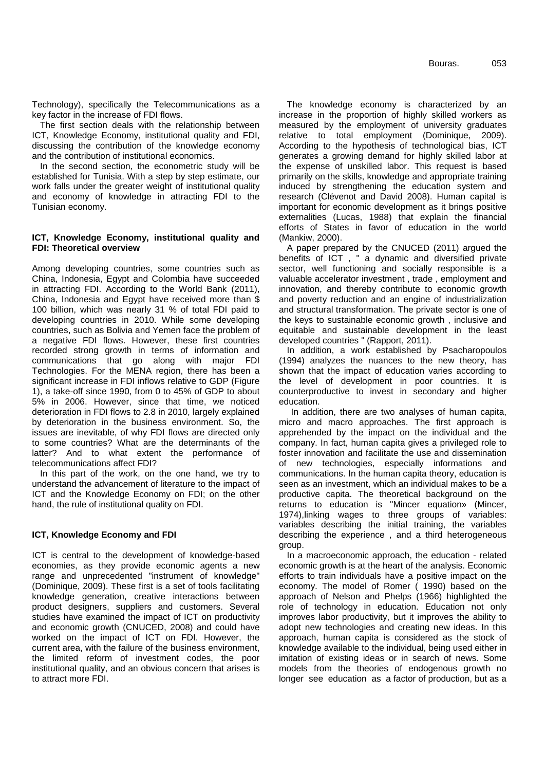Technology), specifically the Telecommunications as a key factor in the increase of FDI flows.

The first section deals with the relationship between ICT, Knowledge Economy, institutional quality and FDI, discussing the contribution of the knowledge economy and the contribution of institutional economics.

In the second section, the econometric study will be established for Tunisia. With a step by step estimate, our work falls under the greater weight of institutional quality and economy of knowledge in attracting FDI to the Tunisian economy.

## ICT, Knowledge Economy, institutional quality and FDI: Theoretical overview

Among developing countries, some countries such as China, Indonesia, Egypt and Colombia have succeeded in attracting FDI. According to the World Bank (2011), China, Indonesia and Egypt have received more than $ 100 billion, which was nearly 31 % of total FDI paid to developing countries in 2010. While some developing countries, such as Bolivia and Yemen face the problem of a negative FDI flows. However, these first countries recorded strong growth in terms of information and communications that go along with major FDI Technologies. For the MENA region, there has been a significant increase in FDI inflows relative to GDP (Figure 1), a take-off since 1990, from 0 to 45% of GDP to about 5% in 2006. However, since that time, we noticed deterioration in FDI flows to 2.8 in 2010, largely explained by deterioration in the business environment. So, the issues are inevitable, of why FDI flows are directed only to some countries? What are the determinants of the latter? And to what extent the performance of telecommunications affect FDI?

In this part of the work, on the one hand, we try to understand the advancement of literature to the impact of ICT and the Knowledge Economy on FDI; on the other hand, the rule of institutional quality on FDI.

### ICT, Knowledge Economy and FDI

ICT is central to the development of knowledge-based economies, as they provide economic agents a new range and unprecedented "instrument of knowledge" (Dominique, 2009). These first is a set of tools facilitating knowledge generation, creative interactions between product designers, suppliers and customers. Several studies have examined the impact of ICT on productivity and economic growth (CNUCED, 2008) and could have worked on the impact of ICT on FDI. However, the current area, with the failure of the business environment, the limited reform of investment codes, the poor institutional quality, and an obvious concern that arises is to attract more FDI.

The knowledge economy is characterized by an increase in the proportion of highly skilled workers as measured by the employment of university graduates relative to total employment (Dominique, 2009). According to the hypothesis of technological bias, ICT generates a growing demand for highly skilled labor at the expense of unskilled labor. This request is based primarily on the skills, knowledge and appropriate training induced by strengthening the education system and research (Clévenot and David 2008). Human capital is important for economic development as it brings positive externalities (Lucas, 1988) that explain the financial efforts of States in favor of education in the world (Mankiw, 2000).

A paper prepared by the CNUCED (2011) argued the benefits of ICT , " a dynamic and diversified private sector, well functioning and socially responsible is a valuable accelerator investment , trade , employment and innovation, and thereby contribute to economic growth and poverty reduction and an engine of industrialization and structural transformation. The private sector is one of the keys to sustainable economic growth , inclusive and equitable and sustainable development in the least developed countries " (Rapport, 2011).

In addition, a work established by Psacharopoulos (1994) analyzes the nuances to the new theory, has shown that the impact of education varies according to the level of development in poor countries. It is counterproductive to invest in secondary and higher education.

In addition, there are two analyses of human capita, micro and macro approaches. The first approach is apprehended by the impact on the individual and the company. In fact, human capita gives a privileged role to foster innovation and facilitate the use and dissemination of new technologies, especially informations and communications. In the human capita theory, education is seen as an investment, which an individual makes to be a productive capita. The theoretical background on the returns to education is "Mincer equation» (Mincer, 1974),linking wages to three groups of variables: variables describing the initial training, the variables describing the experience , and a third heterogeneous group.

In a macroeconomic approach, the education - related economic growth is at the heart of the analysis. Economic efforts to train individuals have a positive impact on the economy. The model of Romer ( 1990) based on the approach of Nelson and Phelps (1966) highlighted the role of technology in education. Education not only improves labor productivity, but it improves the ability to adopt new technologies and creating new ideas. In this approach, human capita is considered as the stock of knowledge available to the individual, being used either in imitation of existing ideas or in search of news. Some models from the theories of endogenous growth no longer see education as a factor of production, but as a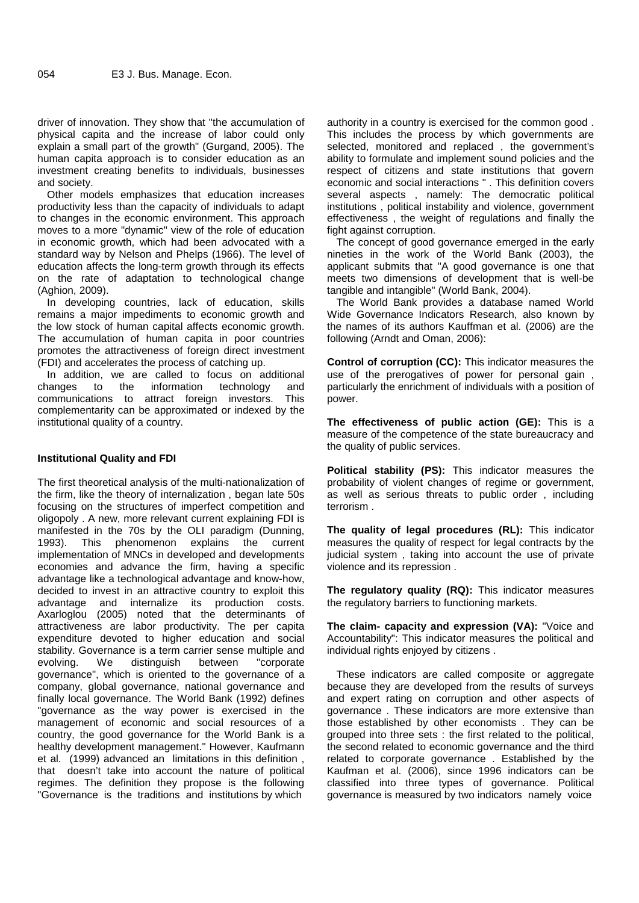driver of innovation. They show that "the accumulation of physical capita and the increase of labor could only explain a small part of the growth" (Gurgand, 2005). The human capita approach is to consider education as an investment creating benefits to individuals, businesses and society.

Other models emphasizes that education increases productivity less than the capacity of individuals to adapt to changes in the economic environment. This approach moves to a more "dynamic" view of the role of education in economic growth, which had been advocated with a standard way by Nelson and Phelps (1966). The level of education affects the long-term growth through its effects on the rate of adaptation to technological change (Aghion, 2009).

In developing countries, lack of education, skills remains a major impediments to economic growth and the low stock of human capital affects economic growth. The accumulation of human capita in poor countries promotes the attractiveness of foreign direct investment (FDI) and accelerates the process of catching up.

In addition, we are called to focus on additional changes to the information technology and communications to attract foreign investors. This complementarity can be approximated or indexed by the institutional quality of a country.

### Institutional Quality and FDI

The first theoretical analysis of the multi-nationalization of the firm, like the theory of internalization , began late 50s focusing on the structures of imperfect competition and oligopoly . A new, more relevant current explaining FDI is manifested in the 70s by the OLI paradigm (Dunning, 1993). This phenomenon explains the current implementation of MNCs in developed and developments economies and advance the firm, having a specific advantage like a technological advantage and know-how, decided to invest in an attractive country to exploit this advantage and internalize its production costs. Axarloglou (2005) noted that the determinants of attractiveness are labor productivity. The per capita expenditure devoted to higher education and social stability. Governance is a term carrier sense multiple and evolving. We distinguish between "corporate governance", which is oriented to the governance of a company, global governance, national governance and finally local governance. The World Bank (1992) defines "governance as the way power is exercised in the management of economic and social resources of a country, the good governance for the World Bank is a healthy development management." However, Kaufmann et al. (1999) advanced an limitations in this definition , that doesn't take into account the nature of political regimes. The definition they propose is the following "Governance is the traditions and institutions by which authority in a country is exercised for the common good . This includes the process by which governments are selected, monitored and replaced , the government's ability to formulate and implement sound policies and the respect of citizens and state institutions that govern economic and social interactions " . This definition covers several aspects , namely: The democratic political institutions , political instability and violence, government effectiveness , the weight of regulations and finally the fight against corruption.

The concept of good governance emerged in the early nineties in the work of the World Bank (2003), the applicant submits that "A good governance is one that meets two dimensions of development that is well-be tangible and intangible" (World Bank, 2004).

The World Bank provides a database named World Wide Governance Indicators Research, also known by the names of its authors Kauffman et al. (2006) are the following (Arndt and Oman, 2006):

**Control of corruption (CC):** This indicator measures the use of the prerogatives of power for personal gain , particularly the enrichment of individuals with a position of power.

**The effectiveness of public action (GE):** This is a measure of the competence of the state bureaucracy and the quality of public services.

**Political stability (PS):** This indicator measures the probability of violent changes of regime or government, as well as serious threats to public order , including terrorism .

**The quality of legal procedures (RL):** This indicator measures the quality of respect for legal contracts by the judicial system , taking into account the use of private violence and its repression .

**The regulatory quality (RQ):** This indicator measures the regulatory barriers to functioning markets.

**The claim- capacity and expression (VA):** "Voice and Accountability": This indicator measures the political and individual rights enjoyed by citizens .

These indicators are called composite or aggregate because they are developed from the results of surveys and expert rating on corruption and other aspects of governance . These indicators are more extensive than those established by other economists . They can be grouped into three sets : the first related to the political, the second related to economic governance and the third related to corporate governance . Established by the Kaufman et al. (2006), since 1996 indicators can be classified into three types of governance. Political governance is measured by two indicators namely voice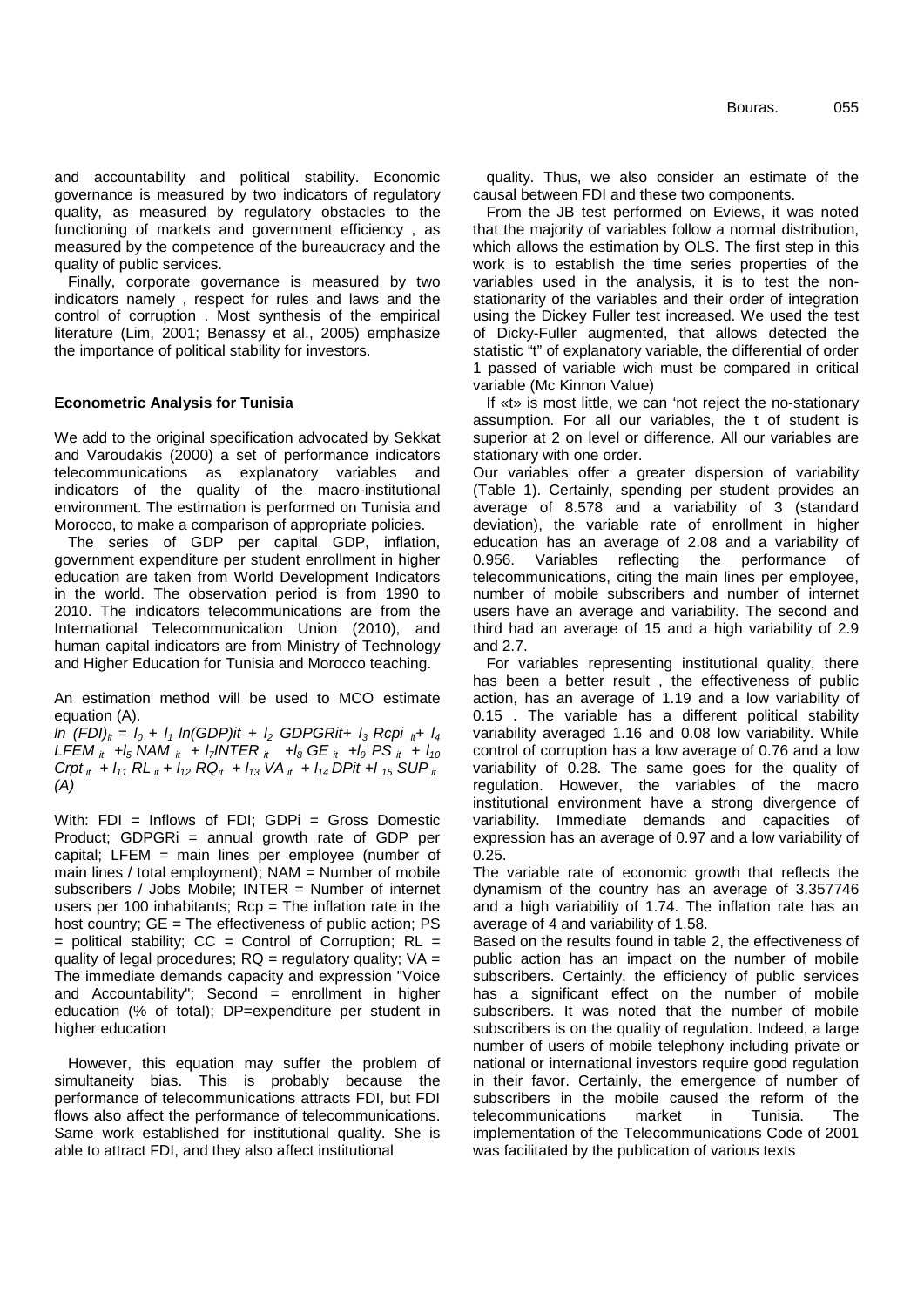and accountability and political stability. Economic governance is measured by two indicators of regulatory quality, as measured by regulatory obstacles to the functioning of markets and government efficiency , as measured by the competence of the bureaucracy and the quality of public services.

Finally, corporate governance is measured by two indicators namely , respect for rules and laws and the control of corruption . Most synthesis of the empirical literature (Lim, 2001; Benassy et al., 2005) emphasize the importance of political stability for investors.

### Econometric Analysis for Tunisia

We add to the original specification advocated by Sekkat and Varoudakis (2000) a set of performance indicators telecommunications as explanatory variables and indicators of the quality of the macro-institutional environment. The estimation is performed on Tunisia and Morocco, to make a comparison of appropriate policies.

The series of GDP per capital GDP, inflation, government expenditure per student enrollment in higher education are taken from World Development Indicators in the world. The observation period is from 1990 to 2010. The indicators telecommunications are from the International Telecommunication Union (2010), and human capital indicators are from Ministry of Technology and Higher Education for Tunisia and Morocco teaching.

An estimation method will be used to MCO estimate equation (A).

$$ln\ (FDI)_{it} = l_0 + l_1\ ln(GDP)it + l_2\ GDPGRit + l_3\ Rcpi_{\ it} + l_4\ LFEM_{\ it} + l_5\ NAM_{\ it} + l_7 INTER_{\ it} + l_8\ GE_{\ it} + l_9\ PS_{\ it} + l_{10}\ Crpt_{\ it} + l_{11}\ RL_{\ it} + l_{12}\ RQ_{it} + l_{13}\ VA_{\ it} + l_{14}\ DPit + l_{\ 15}\ SUP_{\ it} \quad (A)$$

With: FDI = Inflows of FDI; GDPi = Gross Domestic Product; GDPGRi = annual growth rate of GDP per capital; LFEM = main lines per employee (number of main lines / total employment); NAM = Number of mobile subscribers / Jobs Mobile; INTER = Number of internet users per 100 inhabitants; Rcp = The inflation rate in the host country; GE = The effectiveness of public action; PS = political stability; CC = Control of Corruption; RL = quality of legal procedures; RQ = regulatory quality; VA = The immediate demands capacity and expression "Voice and Accountability"; Second = enrollment in higher education (% of total); DP=expenditure per student in higher education

However, this equation may suffer the problem of simultaneity bias. This is probably because the performance of telecommunications attracts FDI, but FDI flows also affect the performance of telecommunications. Same work established for institutional quality. She is able to attract FDI, and they also affect institutional quality. Thus, we also consider an estimate of the causal between FDI and these two components.

From the JB test performed on Eviews, it was noted that the majority of variables follow a normal distribution, which allows the estimation by OLS. The first step in this work is to establish the time series properties of the variables used in the analysis, it is to test the non-stationarity of the variables and their order of integration using the Dickey Fuller test increased. We used the test of Dicky-Fuller augmented, that allows detected the statistic "t" of explanatory variable, the differential of order 1 passed of variable wich must be compared in critical variable (Mc Kinnon Value)

If «t» is most little, we can 'not reject the no-stationary assumption. For all our variables, the t of student is superior at 2 on level or difference. All our variables are stationary with one order.

Our variables offer a greater dispersion of variability (Table 1). Certainly, spending per student provides an average of 8.578 and a variability of 3 (standard deviation), the variable rate of enrollment in higher education has an average of 2.08 and a variability of 0.956. Variables reflecting the performance of telecommunications, citing the main lines per employee, number of mobile subscribers and number of internet users have an average and variability. The second and third had an average of 15 and a high variability of 2.9 and 2.7.

For variables representing institutional quality, there has been a better result , the effectiveness of public action, has an average of 1.19 and a low variability of 0.15 . The variable has a different political stability variability averaged 1.16 and 0.08 low variability. While control of corruption has a low average of 0.76 and a low variability of 0.28. The same goes for the quality of regulation. However, the variables of the macro institutional environment have a strong divergence of variability. Immediate demands and capacities of expression has an average of 0.97 and a low variability of 0.25.

The variable rate of economic growth that reflects the dynamism of the country has an average of 3.357746 and a high variability of 1.74. The inflation rate has an average of 4 and variability of 1.58.

Based on the results found in table 2, the effectiveness of public action has an impact on the number of mobile subscribers. Certainly, the efficiency of public services has a significant effect on the number of mobile subscribers. It was noted that the number of mobile subscribers is on the quality of regulation. Indeed, a large number of users of mobile telephony including private or national or international investors require good regulation in their favor. Certainly, the emergence of number of subscribers in the mobile caused the reform of the telecommunications market in Tunisia. The implementation of the Telecommunications Code of 2001 was facilitated by the publication of various texts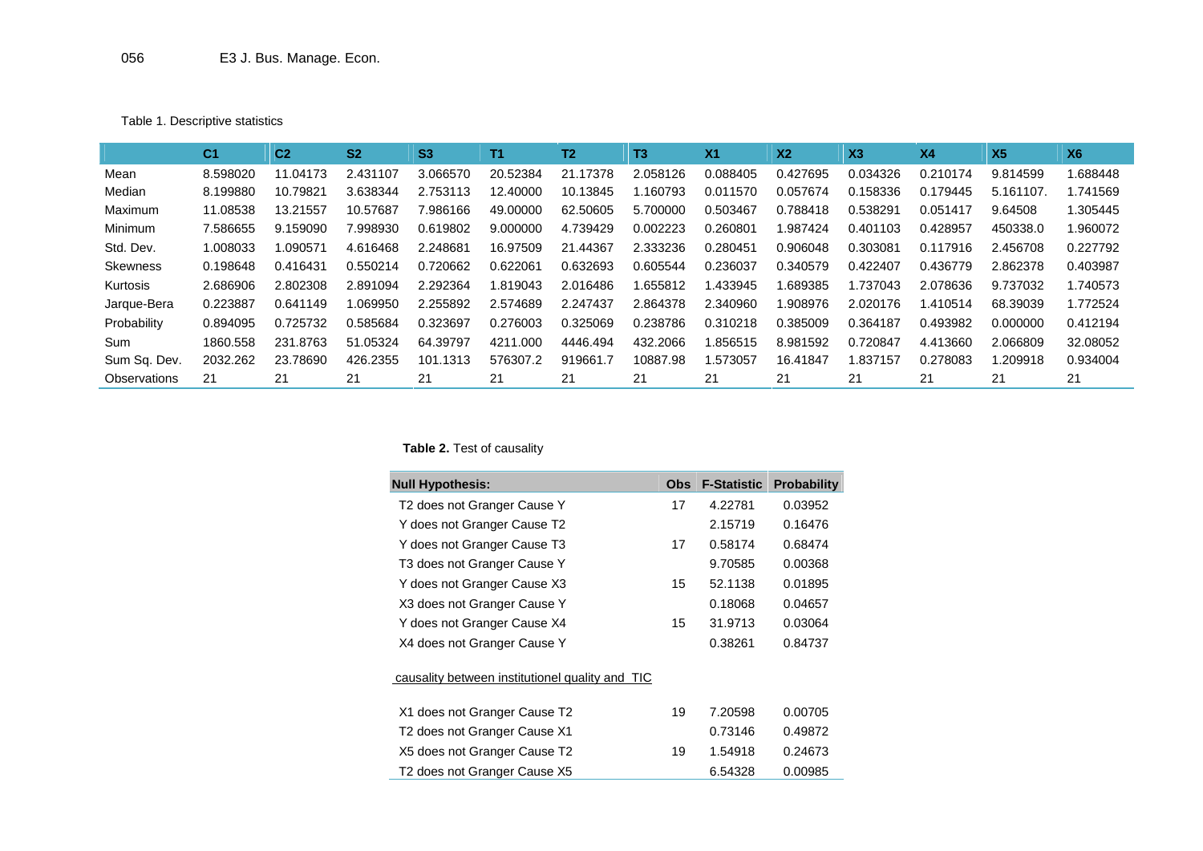Table 1. Descriptive statistics

| | C1 | C2 | S2 | S3 | T1 | T2 | T3 | X1 | X2 | X3 | X4 | X5 | X6 |
|---|---|---|---|---|---|---|---|---|---|---|---|---|---|
| Mean | 8.598020 | 11.04173 | 2.431107 | 3.066570 | 20.52384 | 21.17378 | 2.058126 | 0.088405 | 0.427695 | 0.034326 | 0.210174 | 9.814599 | 1.688448 |
| Median | 8.199880 | 10.79821 | 3.638344 | 2.753113 | 12.40000 | 10.13845 | 1.160793 | 0.011570 | 0.057674 | 0.158336 | 0.179445 | 5.161107. | 1.741569 |
| Maximum | 11.08538 | 13.21557 | 10.57687 | 7.986166 | 49.00000 | 62.50605 | 5.700000 | 0.503467 | 0.788418 | 0.538291 | 0.051417 | 9.64508 | 1.305445 |
| Minimum | 7.586655 | 9.159090 | 7.998930 | 0.619802 | 9.000000 | 4.739429 | 0.002223 | 0.260801 | 1.987424 | 0.401103 | 0.428957 | 450338.0 | 1.960072 |
| Std. Dev. | 1.008033 | 1.090571 | 4.616468 | 2.248681 | 16.97509 | 21.44367 | 2.333236 | 0.280451 | 0.906048 | 0.303081 | 0.117916 | 2.456708 | 0.227792 |
| Skewness | 0.198648 | 0.416431 | 0.550214 | 0.720662 | 0.622061 | 0.632693 | 0.605544 | 0.236037 | 0.340579 | 0.422407 | 0.436779 | 2.862378 | 0.403987 |
| Kurtosis | 2.686906 | 2.802308 | 2.891094 | 2.292364 | 1.819043 | 2.016486 | 1.655812 | 1.433945 | 1.689385 | 1.737043 | 2.078636 | 9.737032 | 1.740573 |
| Jarque-Bera | 0.223887 | 0.641149 | 1.069950 | 2.255892 | 2.574689 | 2.247437 | 2.864378 | 2.340960 | 1.908976 | 2.020176 | 1.410514 | 68.39039 | 1.772524 |
| Probability | 0.894095 | 0.725732 | 0.585684 | 0.323697 | 0.276003 | 0.325069 | 0.238786 | 0.310218 | 0.385009 | 0.364187 | 0.493982 | 0.000000 | 0.412194 |
| Sum | 1860.558 | 231.8763 | 51.05324 | 64.39797 | 4211.000 | 4446.494 | 432.2066 | 1.856515 | 8.981592 | 0.720847 | 4.413660 | 2.066809 | 32.08052 |
| Sum Sq. Dev. | 2032.262 | 23.78690 | 426.2355 | 101.1313 | 576307.2 | 919661.7 | 10887.98 | 1.573057 | 16.41847 | 1.837157 | 0.278083 | 1.209918 | 0.934004 |
| Observations | 21 | 21 | 21 | 21 | 21 | 21 | 21 | 21 | 21 | 21 | 21 | 21 | 21 |

**Table 2.** Test of causality

| Null Hypothesis: | Obs | F-Statistic | Probability |
|---|---|---|---|
| T2 does not Granger Cause Y | 17 | 4.22781 | 0.03952 |
| Y does not Granger Cause T2 | | 2.15719 | 0.16476 |
| Y does not Granger Cause T3 | 17 | 0.58174 | 0.68474 |
| T3 does not Granger Cause Y | | 9.70585 | 0.00368 |
| Y does not Granger Cause X3 | 15 | 52.1138 | 0.01895 |
| X3 does not Granger Cause Y | | 0.18068 | 0.04657 |
| Y does not Granger Cause X4 | 15 | 31.9713 | 0.03064 |
| X4 does not Granger Cause Y | | 0.38261 | 0.84737 |
| causality between institutionel quality and TIC | | | |
| X1 does not Granger Cause T2 | 19 | 7.20598 | 0.00705 |
| T2 does not Granger Cause X1 | | 0.73146 | 0.49872 |
| X5 does not Granger Cause T2 | 19 | 1.54918 | 0.24673 |
| T2 does not Granger Cause X5 | | 6.54328 | 0.00985 |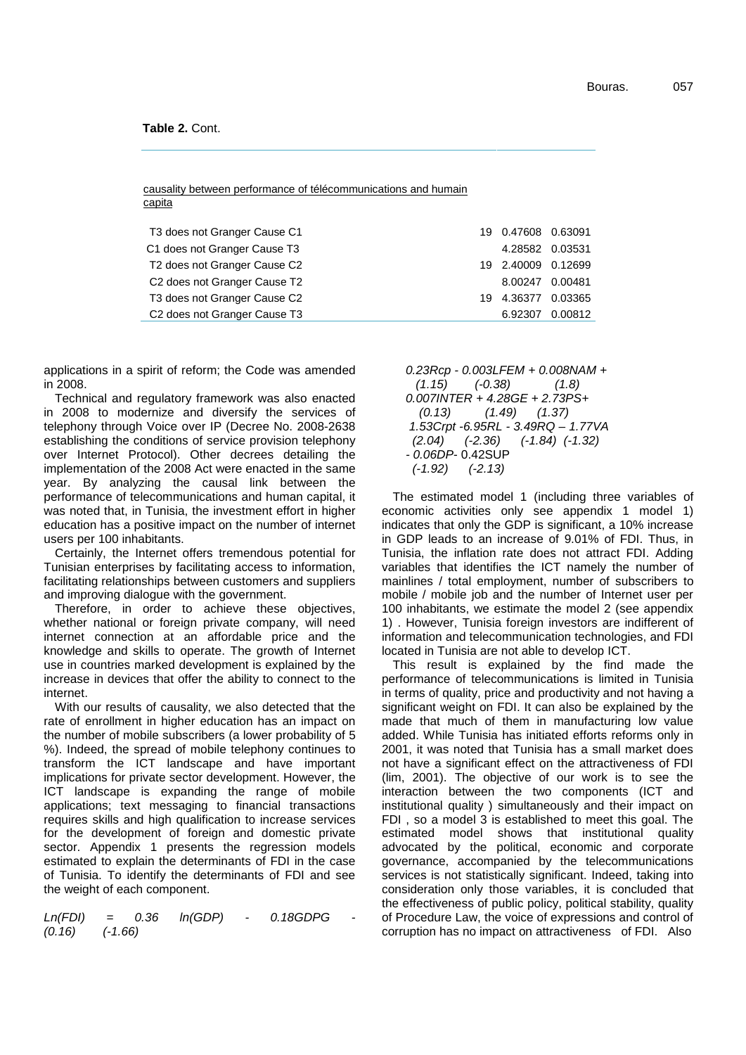**Table 2.** Cont.

| causality between performance of télécommunications and humain capita | | | |
|---|---|---|---|
| T3 does not Granger Cause C1 | 19 | 0.47608 | 0.63091 |
| C1 does not Granger Cause T3 | | 4.28582 | 0.03531 |
| T2 does not Granger Cause C2 | 19 | 2.40009 | 0.12699 |
| C2 does not Granger Cause T2 | | 8.00247 | 0.00481 |
| T3 does not Granger Cause C2 | 19 | 4.36377 | 0.03365 |
| C2 does not Granger Cause T3 | | 6.92307 | 0.00812 |

applications in a spirit of reform; the Code was amended in 2008.

Technical and regulatory framework was also enacted in 2008 to modernize and diversify the services of telephony through Voice over IP (Decree No. 2008-2638 establishing the conditions of service provision telephony over Internet Protocol). Other decrees detailing the implementation of the 2008 Act were enacted in the same year. By analyzing the causal link between the performance of telecommunications and human capital, it was noted that, in Tunisia, the investment effort in higher education has a positive impact on the number of internet users per 100 inhabitants.

Certainly, the Internet offers tremendous potential for Tunisian enterprises by facilitating access to information, facilitating relationships between customers and suppliers and improving dialogue with the government.

Therefore, in order to achieve these objectives, whether national or foreign private company, will need internet connection at an affordable price and the knowledge and skills to operate. The growth of Internet use in countries marked development is explained by the increase in devices that offer the ability to connect to the internet.

With our results of causality, we also detected that the rate of enrollment in higher education has an impact on the number of mobile subscribers (a lower probability of 5 %). Indeed, the spread of mobile telephony continues to transform the ICT landscape and have important implications for private sector development. However, the ICT landscape is expanding the range of mobile applications; text messaging to financial transactions requires skills and high qualification to increase services for the development of foreign and domestic private sector. Appendix 1 presents the regression models estimated to explain the determinants of FDI in the case of Tunisia. To identify the determinants of FDI and see the weight of each component.

$$
\begin{aligned}
Ln(FDI) &= \underset{(0.16)}{0.36}\, ln(GDP) - \underset{(-1.66)}{0.18}GDPG - \underset{(1.15)}{0.23}Rcp - \underset{(-0.38)}{0.003}LFEM + \underset{(1.8)}{0.008}NAM + \\
&\quad \underset{(0.13)}{0.007}INTER + \underset{(1.49)}{4.28}GE + \underset{(1.37)}{2.73}PS + \\
&\quad \underset{(2.04)}{1.53}Crpt - \underset{(-2.36)}{6.95}RL - \underset{(-1.84)}{3.49}RQ - \underset{(-1.32)}{1.77}VA \\
&\quad - \underset{(-1.92)}{0.06}DP - \underset{(-2.13)}{0.42}SUP
\end{aligned}
$$

The estimated model 1 (including three variables of economic activities only see appendix 1 model 1) indicates that only the GDP is significant, a 10% increase in GDP leads to an increase of 9.01% of FDI. Thus, in Tunisia, the inflation rate does not attract FDI. Adding variables that identifies the ICT namely the number of mainlines / total employment, number of subscribers to mobile / mobile job and the number of Internet user per 100 inhabitants, we estimate the model 2 (see appendix 1) . However, Tunisia foreign investors are indifferent of information and telecommunication technologies, and FDI located in Tunisia are not able to develop ICT.

This result is explained by the find made the performance of telecommunications is limited in Tunisia in terms of quality, price and productivity and not having a significant weight on FDI. It can also be explained by the made that much of them in manufacturing low value added. While Tunisia has initiated efforts reforms only in 2001, it was noted that Tunisia has a small market does not have a significant effect on the attractiveness of FDI (lim, 2001). The objective of our work is to see the interaction between the two components (ICT and institutional quality ) simultaneously and their impact on FDI , so a model 3 is established to meet this goal. The estimated model shows that institutional quality advocated by the political, economic and corporate governance, accompanied by the telecommunications services is not statistically significant. Indeed, taking into consideration only those variables, it is concluded that the effectiveness of public policy, political stability, quality of Procedure Law, the voice of expressions and control of corruption has no impact on attractiveness of FDI. Also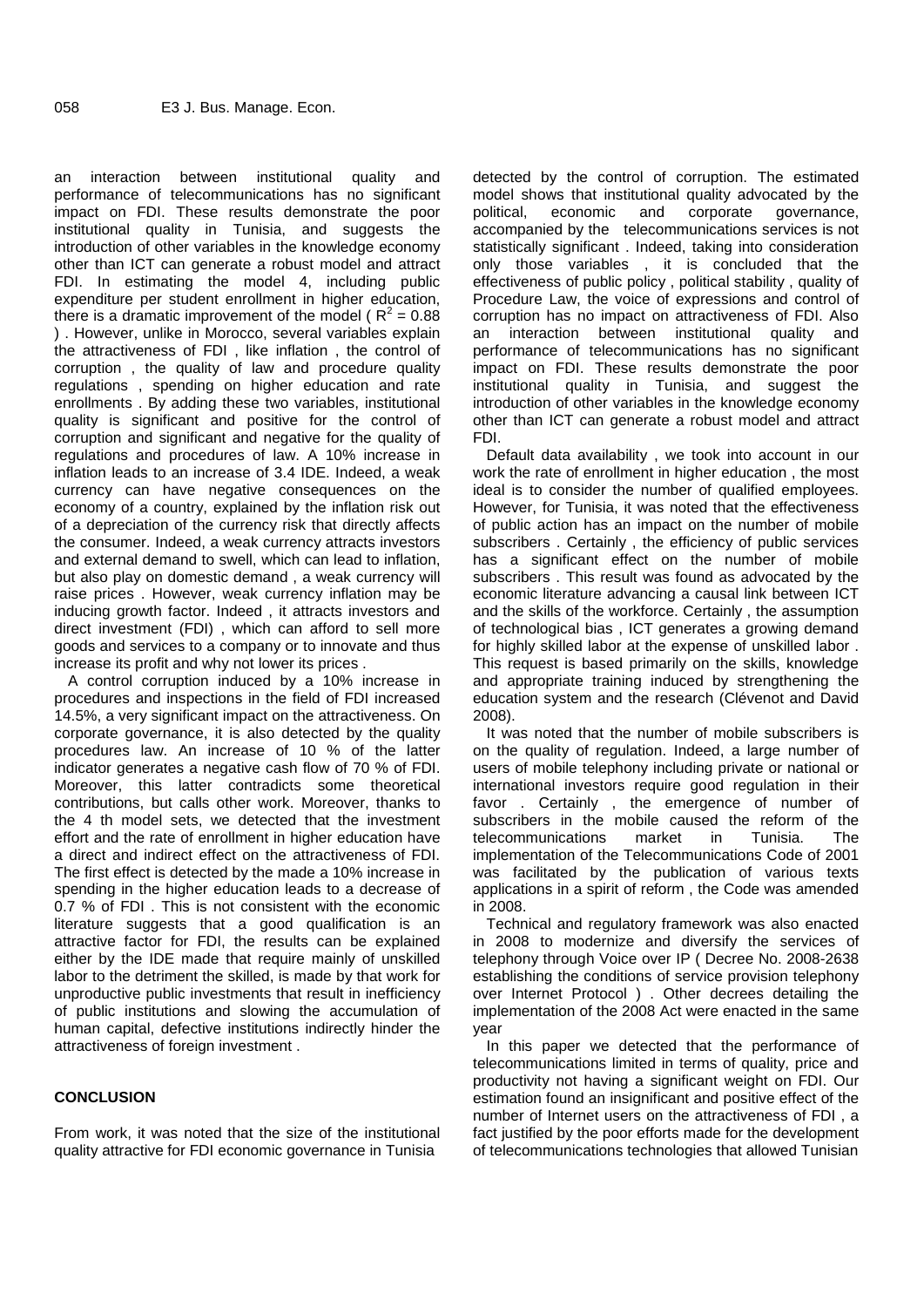an interaction between institutional quality and performance of telecommunications has no significant impact on FDI. These results demonstrate the poor institutional quality in Tunisia, and suggests the introduction of other variables in the knowledge economy other than ICT can generate a robust model and attract FDI. In estimating the model 4, including public expenditure per student enrollment in higher education, there is a dramatic improvement of the model ( $R^2 = 0.88$ ) . However, unlike in Morocco, several variables explain the attractiveness of FDI , like inflation , the control of corruption , the quality of law and procedure quality regulations , spending on higher education and rate enrollments . By adding these two variables, institutional quality is significant and positive for the control of corruption and significant and negative for the quality of regulations and procedures of law. A 10% increase in inflation leads to an increase of 3.4 IDE. Indeed, a weak currency can have negative consequences on the economy of a country, explained by the inflation risk out of a depreciation of the currency risk that directly affects the consumer. Indeed, a weak currency attracts investors and external demand to swell, which can lead to inflation, but also play on domestic demand , a weak currency will raise prices . However, weak currency inflation may be inducing growth factor. Indeed , it attracts investors and direct investment (FDI) , which can afford to sell more goods and services to a company or to innovate and thus increase its profit and why not lower its prices .

A control corruption induced by a 10% increase in procedures and inspections in the field of FDI increased 14.5%, a very significant impact on the attractiveness. On corporate governance, it is also detected by the quality procedures law. An increase of 10 % of the latter indicator generates a negative cash flow of 70 % of FDI. Moreover, this latter contradicts some theoretical contributions, but calls other work. Moreover, thanks to the 4 th model sets, we detected that the investment effort and the rate of enrollment in higher education have a direct and indirect effect on the attractiveness of FDI. The first effect is detected by the made a 10% increase in spending in the higher education leads to a decrease of 0.7 % of FDI . This is not consistent with the economic literature suggests that a good qualification is an attractive factor for FDI, the results can be explained either by the IDE made that require mainly of unskilled labor to the detriment the skilled, is made by that work for unproductive public investments that result in inefficiency of public institutions and slowing the accumulation of human capital, defective institutions indirectly hinder the attractiveness of foreign investment .

## CONCLUSION

From work, it was noted that the size of the institutional quality attractive for FDI economic governance in Tunisia detected by the control of corruption. The estimated model shows that institutional quality advocated by the political, economic and corporate governance, accompanied by the telecommunications services is not statistically significant . Indeed, taking into consideration only those variables , it is concluded that the effectiveness of public policy , political stability , quality of Procedure Law, the voice of expressions and control of corruption has no impact on attractiveness of FDI. Also an interaction between institutional quality and performance of telecommunications has no significant impact on FDI. These results demonstrate the poor institutional quality in Tunisia, and suggest the introduction of other variables in the knowledge economy other than ICT can generate a robust model and attract FDI.

Default data availability , we took into account in our work the rate of enrollment in higher education , the most ideal is to consider the number of qualified employees. However, for Tunisia, it was noted that the effectiveness of public action has an impact on the number of mobile subscribers . Certainly , the efficiency of public services has a significant effect on the number of mobile subscribers . This result was found as advocated by the economic literature advancing a causal link between ICT and the skills of the workforce. Certainly , the assumption of technological bias , ICT generates a growing demand for highly skilled labor at the expense of unskilled labor . This request is based primarily on the skills, knowledge and appropriate training induced by strengthening the education system and the research (Clévenot and David 2008).

It was noted that the number of mobile subscribers is on the quality of regulation. Indeed, a large number of users of mobile telephony including private or national or international investors require good regulation in their favor . Certainly , the emergence of number of subscribers in the mobile caused the reform of the telecommunications market in Tunisia. The implementation of the Telecommunications Code of 2001 was facilitated by the publication of various texts applications in a spirit of reform , the Code was amended in 2008.

Technical and regulatory framework was also enacted in 2008 to modernize and diversify the services of telephony through Voice over IP ( Decree No. 2008-2638 establishing the conditions of service provision telephony over Internet Protocol ) . Other decrees detailing the implementation of the 2008 Act were enacted in the same year

In this paper we detected that the performance of telecommunications limited in terms of quality, price and productivity not having a significant weight on FDI. Our estimation found an insignificant and positive effect of the number of Internet users on the attractiveness of FDI , a fact justified by the poor efforts made for the development of telecommunications technologies that allowed Tunisian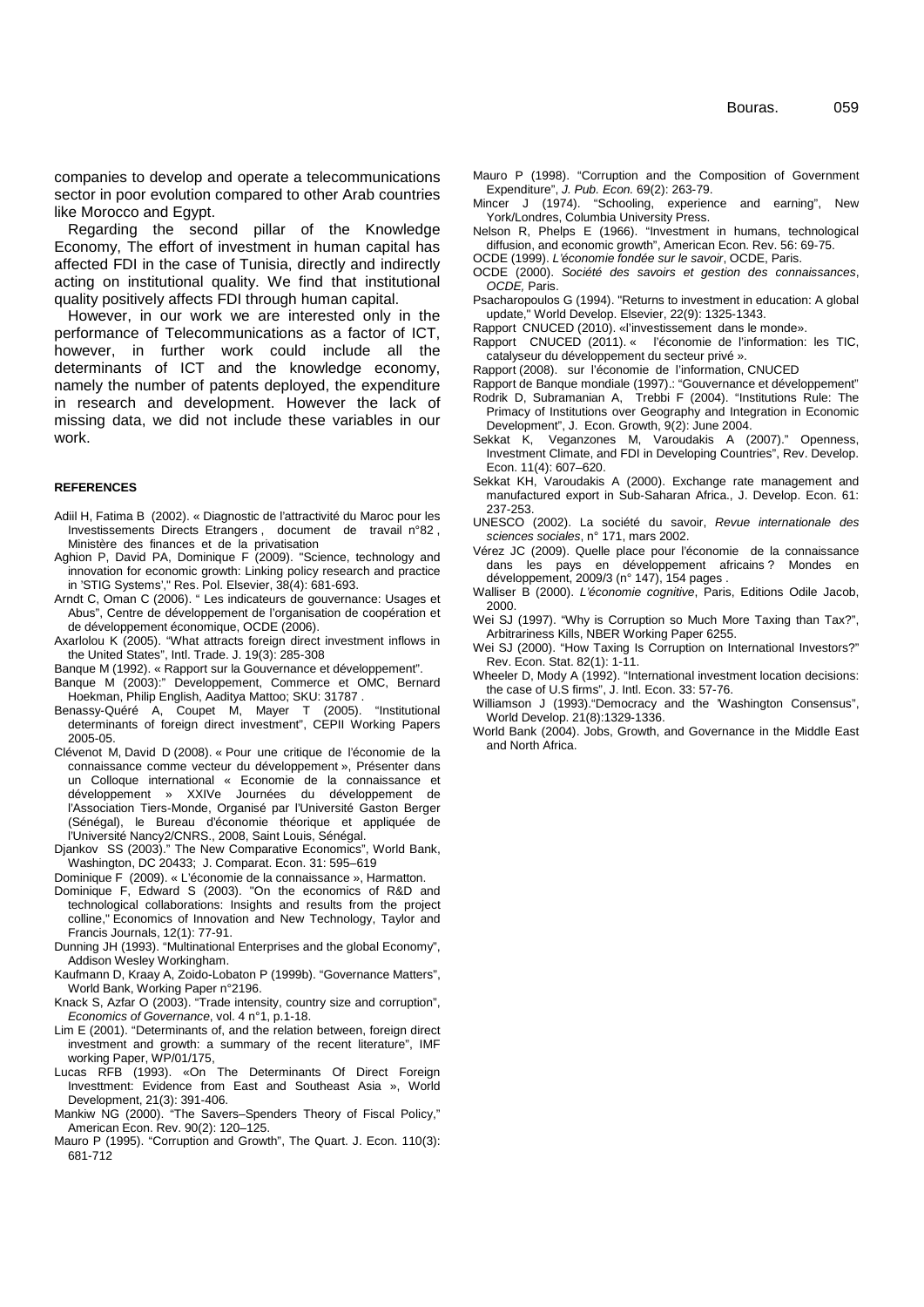companies to develop and operate a telecommunications sector in poor evolution compared to other Arab countries like Morocco and Egypt.

Regarding the second pillar of the Knowledge Economy, The effort of investment in human capital has affected FDI in the case of Tunisia, directly and indirectly acting on institutional quality. We find that institutional quality positively affects FDI through human capital.

However, in our work we are interested only in the performance of Telecommunications as a factor of ICT, however, in further work could include all the determinants of ICT and the knowledge economy, namely the number of patents deployed, the expenditure in research and development. However the lack of missing data, we did not include these variables in our work.

## REFERENCES

Adiil H, Fatima B (2002). « Diagnostic de l'attractivité du Maroc pour les Investissements Directs Etrangers , document de travail n°82 , Ministère des finances et de la privatisation

Aghion P, David PA, Dominique F (2009). "Science, technology and innovation for economic growth: Linking policy research and practice in 'STIG Systems'," Res. Pol. Elsevier, 38(4): 681-693.

Arndt C, Oman C (2006). " Les indicateurs de gouvernance: Usages et Abus", Centre de développement de l'organisation de coopération et de développement économique, OCDE (2006).

Axarlolou K (2005). "What attracts foreign direct investment inflows in the United States", Intl. Trade. J. 19(3): 285-308

Banque M (1992). « Rapport sur la Gouvernance et développement".

Banque M (2003):" Developpement, Commerce et OMC, Bernard Hoekman, Philip English, Aaditya Mattoo; SKU: 31787 .

Benassy-Quéré A, Coupet M, Mayer T (2005). "Institutional determinants of foreign direct investment", CEPII Working Papers 2005-05.

Clévenot M, David D (2008). « Pour une critique de l'économie de la connaissance comme vecteur du développement », Présenter dans un Colloque international « Economie de la connaissance et développement » XXIVe Journées du développement de l'Association Tiers-Monde, Organisé par l'Université Gaston Berger (Sénégal), le Bureau d'économie théorique et appliquée de l'Université Nancy2/CNRS., 2008, Saint Louis, Sénégal.

Djankov SS (2003)." The New Comparative Economics", World Bank, Washington, DC 20433; J. Comparat. Econ. 31: 595–619

Dominique F (2009). « L'économie de la connaissance », Harmatton.

Dominique F, Edward S (2003). "On the economics of R&D and technological collaborations: Insights and results from the project colline," Economics of Innovation and New Technology, Taylor and Francis Journals, 12(1): 77-91.

Dunning JH (1993). "Multinational Enterprises and the global Economy", Addison Wesley Workingham.

Kaufmann D, Kraay A, Zoido-Lobaton P (1999b). "Governance Matters", World Bank, Working Paper n°2196.

Knack S, Azfar O (2003). "Trade intensity, country size and corruption", *Economics of Governance*, vol. 4 n°1, p.1-18.

Lim E (2001). "Determinants of, and the relation between, foreign direct investment and growth: a summary of the recent literature", IMF working Paper, WP/01/175,

Lucas RFB (1993). «On The Determinants Of Direct Foreign Investtment: Evidence from East and Southeast Asia », World Development, 21(3): 391-406.

Mankiw NG (2000). "The Savers–Spenders Theory of Fiscal Policy," American Econ. Rev. 90(2): 120–125.

Mauro P (1995). "Corruption and Growth", The Quart. J. Econ. 110(3): 681-712

Mauro P (1998). "Corruption and the Composition of Government Expenditure", *J. Pub. Econ.* 69(2): 263-79.

Mincer J (1974). "Schooling, experience and earning", New York/Londres, Columbia University Press.

Nelson R, Phelps E (1966). "Investment in humans, technological diffusion, and economic growth", American Econ. Rev. 56: 69-75.

OCDE (1999). *L'économie fondée sur le savoir*, OCDE, Paris.

OCDE (2000). *Société des savoirs et gestion des connaissances*, *OCDE,* Paris.

Psacharopoulos G (1994). "Returns to investment in education: A global update," World Develop. Elsevier, 22(9): 1325-1343.

Rapport CNUCED (2010). «l'investissement dans le monde».

Rapport CNUCED (2011). « l'économie de l'information: les TIC, catalyseur du développement du secteur privé ».

Rapport (2008). sur l'économie de l'information, CNUCED

Rapport de Banque mondiale (1997).: "Gouvernance et développement"

Rodrik D, Subramanian A, Trebbi F (2004). "Institutions Rule: The Primacy of Institutions over Geography and Integration in Economic Development", J. Econ. Growth, 9(2): June 2004.

Sekkat K, Veganzones M, Varoudakis A (2007)." Openness, Investment Climate, and FDI in Developing Countries", Rev. Develop. Econ. 11(4): 607–620.

Sekkat KH, Varoudakis A (2000). Exchange rate management and manufactured export in Sub-Saharan Africa., J. Develop. Econ. 61: 237-253.

UNESCO (2002). La société du savoir, *Revue internationale des sciences sociales*, n° 171, mars 2002.

Vérez JC (2009). Quelle place pour l'économie de la connaissance dans les pays en développement africains ? Mondes en développement, 2009/3 (n° 147), 154 pages .

Walliser B (2000). *L'économie cognitive*, Paris, Editions Odile Jacob, 2000.

Wei SJ (1997). "Why is Corruption so Much More Taxing than Tax?", Arbitrariness Kills, NBER Working Paper 6255.

Wei SJ (2000). "How Taxing Is Corruption on International Investors?" Rev. Econ. Stat. 82(1): 1-11.

Wheeler D, Mody A (1992). "International investment location decisions: the case of U.S firms", J. Intl. Econ. 33: 57-76.

Williamson J (1993)."Democracy and the 'Washington Consensus", World Develop. 21(8):1329-1336.

World Bank (2004). Jobs, Growth, and Governance in the Middle East and North Africa.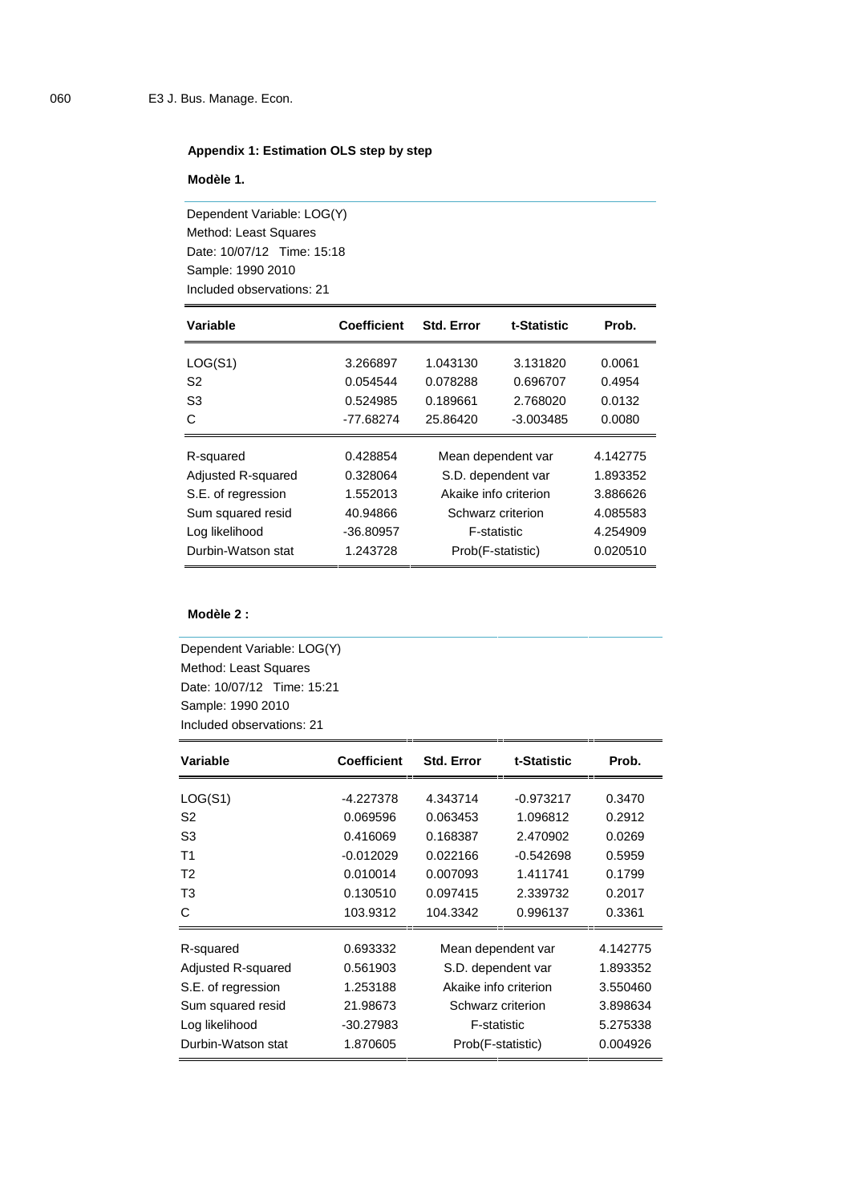**Appendix 1: Estimation OLS step by step**

**Modèle 1.**

Dependent Variable: LOG(Y)
Method: Least Squares
Date: 10/07/12 Time: 15:18
Sample: 1990 2010
Included observations: 21

| Variable | Coefficient | Std. Error | t-Statistic | Prob. |
|---|---|---|---|---|
| LOG(S1) | 3.266897 | 1.043130 | 3.131820 | 0.0061 |
| S2 | 0.054544 | 0.078288 | 0.696707 | 0.4954 |
| S3 | 0.524985 | 0.189661 | 2.768020 | 0.0132 |
| C | -77.68274 | 25.86420 | -3.003485 | 0.0080 |

| | | | |
|---|---|---|---|
| R-squared | 0.428854 | Mean dependent var | 4.142775 |
| Adjusted R-squared | 0.328064 | S.D. dependent var | 1.893352 |
| S.E. of regression | 1.552013 | Akaike info criterion | 3.886626 |
| Sum squared resid | 40.94866 | Schwarz criterion | 4.085583 |
| Log likelihood | -36.80957 | F-statistic | 4.254909 |
| Durbin-Watson stat | 1.243728 | Prob(F-statistic) | 0.020510 |

**Modèle 2 :**

Dependent Variable: LOG(Y)
Method: Least Squares
Date: 10/07/12 Time: 15:21
Sample: 1990 2010
Included observations: 21

| Variable | Coefficient | Std. Error | t-Statistic | Prob. |
|---|---|---|---|---|
| LOG(S1) | -4.227378 | 4.343714 | -0.973217 | 0.3470 |
| S2 | 0.069596 | 0.063453 | 1.096812 | 0.2912 |
| S3 | 0.416069 | 0.168387 | 2.470902 | 0.0269 |
| T1 | -0.012029 | 0.022166 | -0.542698 | 0.5959 |
| T2 | 0.010014 | 0.007093 | 1.411741 | 0.1799 |
| T3 | 0.130510 | 0.097415 | 2.339732 | 0.2017 |
| C | 103.9312 | 104.3342 | 0.996137 | 0.3361 |

| | | | |
|---|---|---|---|
| R-squared | 0.693332 | Mean dependent var | 4.142775 |
| Adjusted R-squared | 0.561903 | S.D. dependent var | 1.893352 |
| S.E. of regression | 1.253188 | Akaike info criterion | 3.550460 |
| Sum squared resid | 21.98673 | Schwarz criterion | 3.898634 |
| Log likelihood | -30.27983 | F-statistic | 5.275338 |
| Durbin-Watson stat | 1.870605 | Prob(F-statistic) | 0.004926 |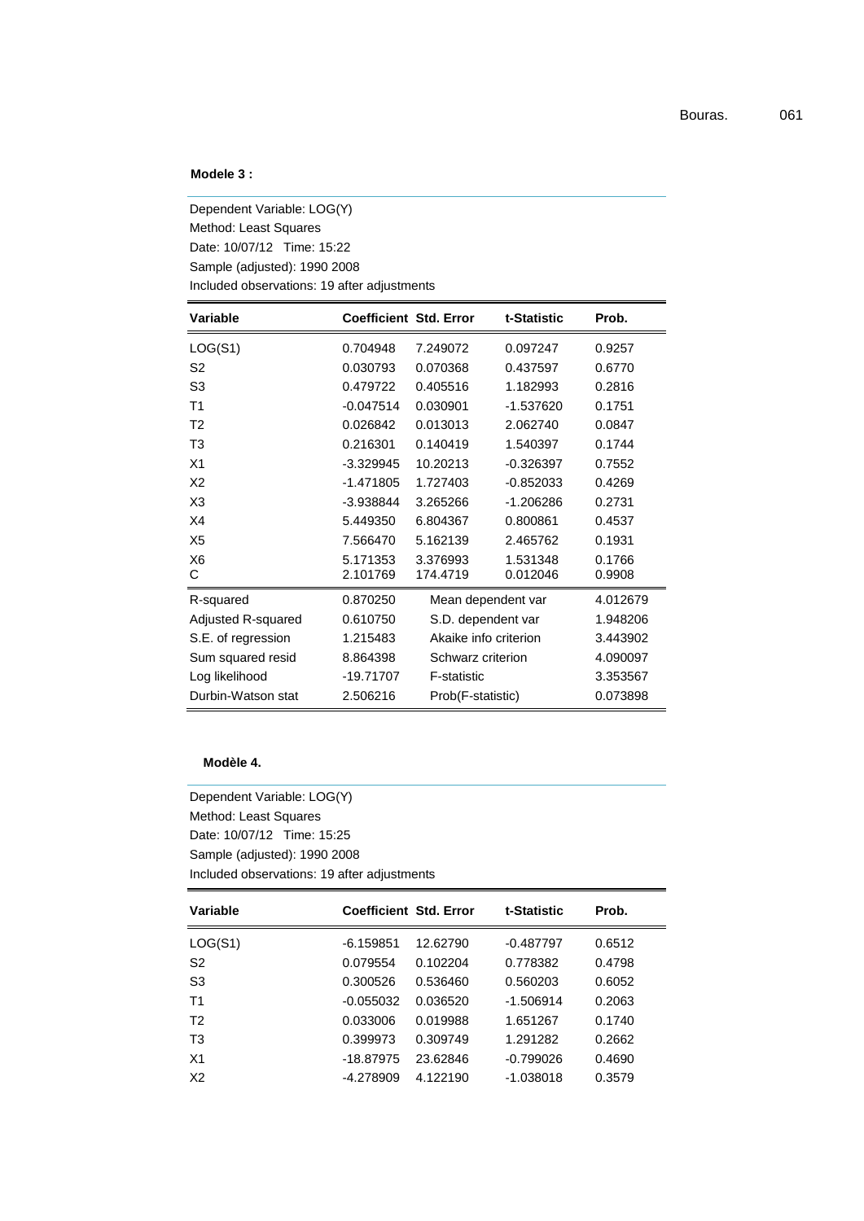**Modele 3 :**

Dependent Variable: LOG(Y)
Method: Least Squares
Date: 10/07/12 Time: 15:22
Sample (adjusted): 1990 2008
Included observations: 19 after adjustments

| Variable | Coefficient | Std. Error | t-Statistic | Prob. |
|---|---|---|---|---|
| LOG(S1) | 0.704948 | 7.249072 | 0.097247 | 0.9257 |
| S2 | 0.030793 | 0.070368 | 0.437597 | 0.6770 |
| S3 | 0.479722 | 0.405516 | 1.182993 | 0.2816 |
| T1 | -0.047514 | 0.030901 | -1.537620 | 0.1751 |
| T2 | 0.026842 | 0.013013 | 2.062740 | 0.0847 |
| T3 | 0.216301 | 0.140419 | 1.540397 | 0.1744 |
| X1 | -3.329945 | 10.20213 | -0.326397 | 0.7552 |
| X2 | -1.471805 | 1.727403 | -0.852033 | 0.4269 |
| X3 | -3.938844 | 3.265266 | -1.206286 | 0.2731 |
| X4 | 5.449350 | 6.804367 | 0.800861 | 0.4537 |
| X5 | 7.566470 | 5.162139 | 2.465762 | 0.1931 |
| X6 | 5.171353 | 3.376993 | 1.531348 | 0.1766 |
| C | 2.101769 | 174.4719 | 0.012046 | 0.9908 |

| | | | |
|---|---|---|---|
| R-squared | 0.870250 | Mean dependent var | 4.012679 |
| Adjusted R-squared | 0.610750 | S.D. dependent var | 1.948206 |
| S.E. of regression | 1.215483 | Akaike info criterion | 3.443902 |
| Sum squared resid | 8.864398 | Schwarz criterion | 4.090097 |
| Log likelihood | -19.71707 | F-statistic | 3.353567 |
| Durbin-Watson stat | 2.506216 | Prob(F-statistic) | 0.073898 |

**Modèle 4.**

Dependent Variable: LOG(Y)
Method: Least Squares
Date: 10/07/12 Time: 15:25
Sample (adjusted): 1990 2008
Included observations: 19 after adjustments

| Variable | Coefficient | Std. Error | t-Statistic | Prob. |
|---|---|---|---|---|
| LOG(S1) | -6.159851 | 12.62790 | -0.487797 | 0.6512 |
| S2 | 0.079554 | 0.102204 | 0.778382 | 0.4798 |
| S3 | 0.300526 | 0.536460 | 0.560203 | 0.6052 |
| T1 | -0.055032 | 0.036520 | -1.506914 | 0.2063 |
| T2 | 0.033006 | 0.019988 | 1.651267 | 0.1740 |
| T3 | 0.399973 | 0.309749 | 1.291282 | 0.2662 |
| X1 | -18.87975 | 23.62846 | -0.799026 | 0.4690 |
| X2 | -4.278909 | 4.122190 | -1.038018 | 0.3579 |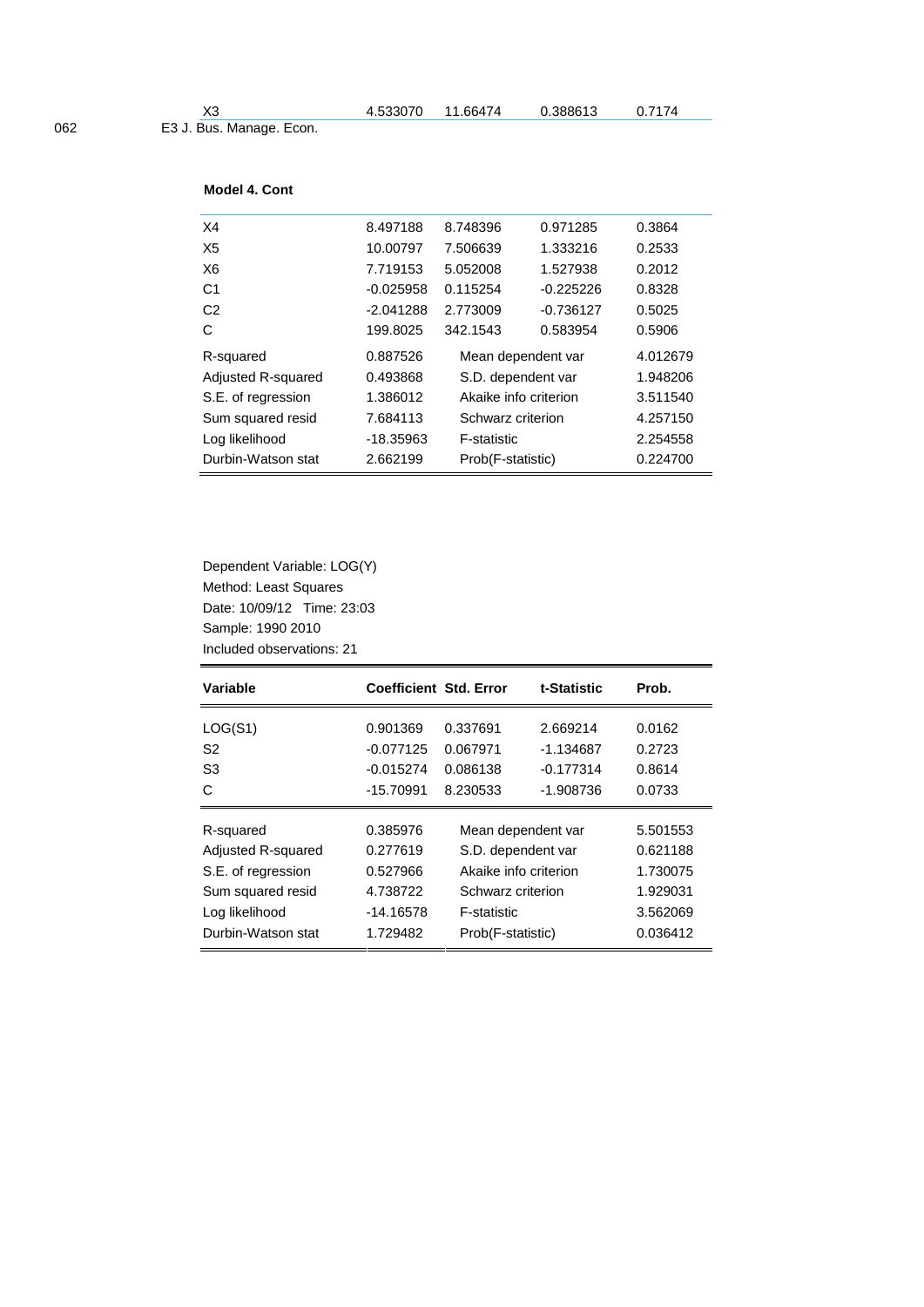| | | | | |
|---|---|---|---|---|
| X3 | 4.533070 | 11.66474 | 0.388613 | 0.7174 |

**Model 4. Cont**

| | | | | |
|---|---|---|---|---|
| X4 | 8.497188 | 8.748396 | 0.971285 | 0.3864 |
| X5 | 10.00797 | 7.506639 | 1.333216 | 0.2533 |
| X6 | 7.719153 | 5.052008 | 1.527938 | 0.2012 |
| C1 | -0.025958 | 0.115254 | -0.225226 | 0.8328 |
| C2 | -2.041288 | 2.773009 | -0.736127 | 0.5025 |
| C | 199.8025 | 342.1543 | 0.583954 | 0.5906 |

| | | | |
|---|---|---|---|
| R-squared | 0.887526 | Mean dependent var | 4.012679 |
| Adjusted R-squared | 0.493868 | S.D. dependent var | 1.948206 |
| S.E. of regression | 1.386012 | Akaike info criterion | 3.511540 |
| Sum squared resid | 7.684113 | Schwarz criterion | 4.257150 |
| Log likelihood | -18.35963 | F-statistic | 2.254558 |
| Durbin-Watson stat | 2.662199 | Prob(F-statistic) | 0.224700 |

Dependent Variable: LOG(Y)
Method: Least Squares
Date: 10/09/12 Time: 23:03
Sample: 1990 2010
Included observations: 21

| Variable | Coefficient | Std. Error | t-Statistic | Prob. |
|---|---|---|---|---|
| LOG(S1) | 0.901369 | 0.337691 | 2.669214 | 0.0162 |
| S2 | -0.077125 | 0.067971 | -1.134687 | 0.2723 |
| S3 | -0.015274 | 0.086138 | -0.177314 | 0.8614 |
| C | -15.70991 | 8.230533 | -1.908736 | 0.0733 |

| | | | |
|---|---|---|---|
| R-squared | 0.385976 | Mean dependent var | 5.501553 |
| Adjusted R-squared | 0.277619 | S.D. dependent var | 0.621188 |
| S.E. of regression | 0.527966 | Akaike info criterion | 1.730075 |
| Sum squared resid | 4.738722 | Schwarz criterion | 1.929031 |
| Log likelihood | -14.16578 | F-statistic | 3.562069 |
| Durbin-Watson stat | 1.729482 | Prob(F-statistic) | 0.036412 |